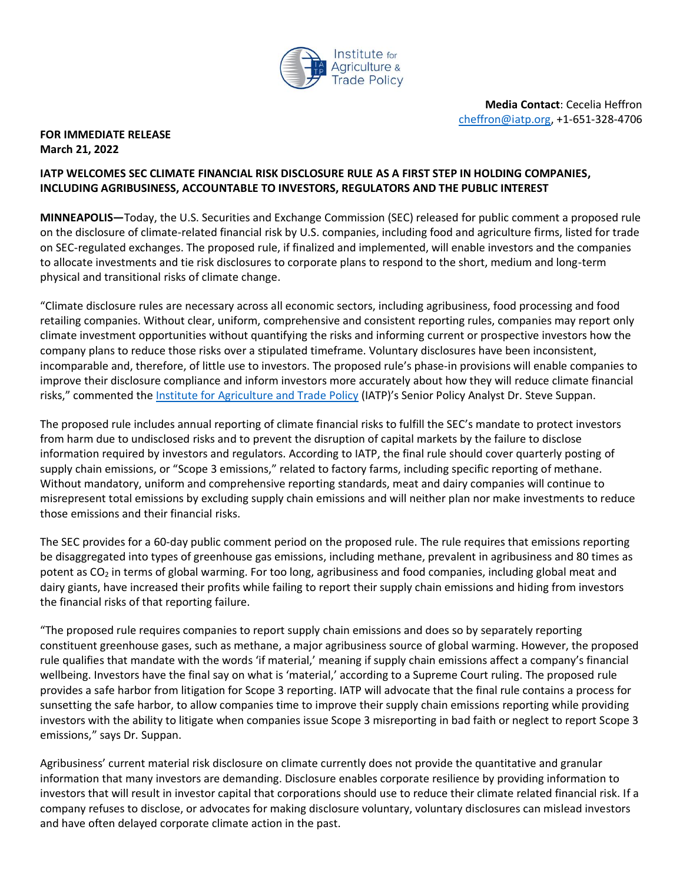Institute for Agriculture & Trade Policy

**Media Contact**: Cecelia Heffron
cheffron@iatp.org, +1-651-328-4706

**FOR IMMEDIATE RELEASE**
**March 21, 2022**

**IATP WELCOMES SEC CLIMATE FINANCIAL RISK DISCLOSURE RULE AS A FIRST STEP IN HOLDING COMPANIES, INCLUDING AGRIBUSINESS, ACCOUNTABLE TO INVESTORS, REGULATORS AND THE PUBLIC INTEREST**

**MINNEAPOLIS—**Today, the U.S. Securities and Exchange Commission (SEC) released for public comment a proposed rule on the disclosure of climate-related financial risk by U.S. companies, including food and agriculture firms, listed for trade on SEC-regulated exchanges. The proposed rule, if finalized and implemented, will enable investors and the companies to allocate investments and tie risk disclosures to corporate plans to respond to the short, medium and long-term physical and transitional risks of climate change.

"Climate disclosure rules are necessary across all economic sectors, including agribusiness, food processing and food retailing companies. Without clear, uniform, comprehensive and consistent reporting rules, companies may report only climate investment opportunities without quantifying the risks and informing current or prospective investors how the company plans to reduce those risks over a stipulated timeframe. Voluntary disclosures have been inconsistent, incomparable and, therefore, of little use to investors. The proposed rule's phase-in provisions will enable companies to improve their disclosure compliance and inform investors more accurately about how they will reduce climate financial risks," commented the Institute for Agriculture and Trade Policy (IATP)'s Senior Policy Analyst Dr. Steve Suppan.

The proposed rule includes annual reporting of climate financial risks to fulfill the SEC's mandate to protect investors from harm due to undisclosed risks and to prevent the disruption of capital markets by the failure to disclose information required by investors and regulators. According to IATP, the final rule should cover quarterly posting of supply chain emissions, or "Scope 3 emissions," related to factory farms, including specific reporting of methane. Without mandatory, uniform and comprehensive reporting standards, meat and dairy companies will continue to misrepresent total emissions by excluding supply chain emissions and will neither plan nor make investments to reduce those emissions and their financial risks.

The SEC provides for a 60-day public comment period on the proposed rule. The rule requires that emissions reporting be disaggregated into types of greenhouse gas emissions, including methane, prevalent in agribusiness and 80 times as potent as $CO_2$ in terms of global warming. For too long, agribusiness and food companies, including global meat and dairy giants, have increased their profits while failing to report their supply chain emissions and hiding from investors the financial risks of that reporting failure.

"The proposed rule requires companies to report supply chain emissions and does so by separately reporting constituent greenhouse gases, such as methane, a major agribusiness source of global warming. However, the proposed rule qualifies that mandate with the words 'if material,' meaning if supply chain emissions affect a company's financial wellbeing. Investors have the final say on what is 'material,' according to a Supreme Court ruling. The proposed rule provides a safe harbor from litigation for Scope 3 reporting. IATP will advocate that the final rule contains a process for sunsetting the safe harbor, to allow companies time to improve their supply chain emissions reporting while providing investors with the ability to litigate when companies issue Scope 3 misreporting in bad faith or neglect to report Scope 3 emissions," says Dr. Suppan.

Agribusiness' current material risk disclosure on climate currently does not provide the quantitative and granular information that many investors are demanding. Disclosure enables corporate resilience by providing information to investors that will result in investor capital that corporations should use to reduce their climate related financial risk. If a company refuses to disclose, or advocates for making disclosure voluntary, voluntary disclosures can mislead investors and have often delayed corporate climate action in the past.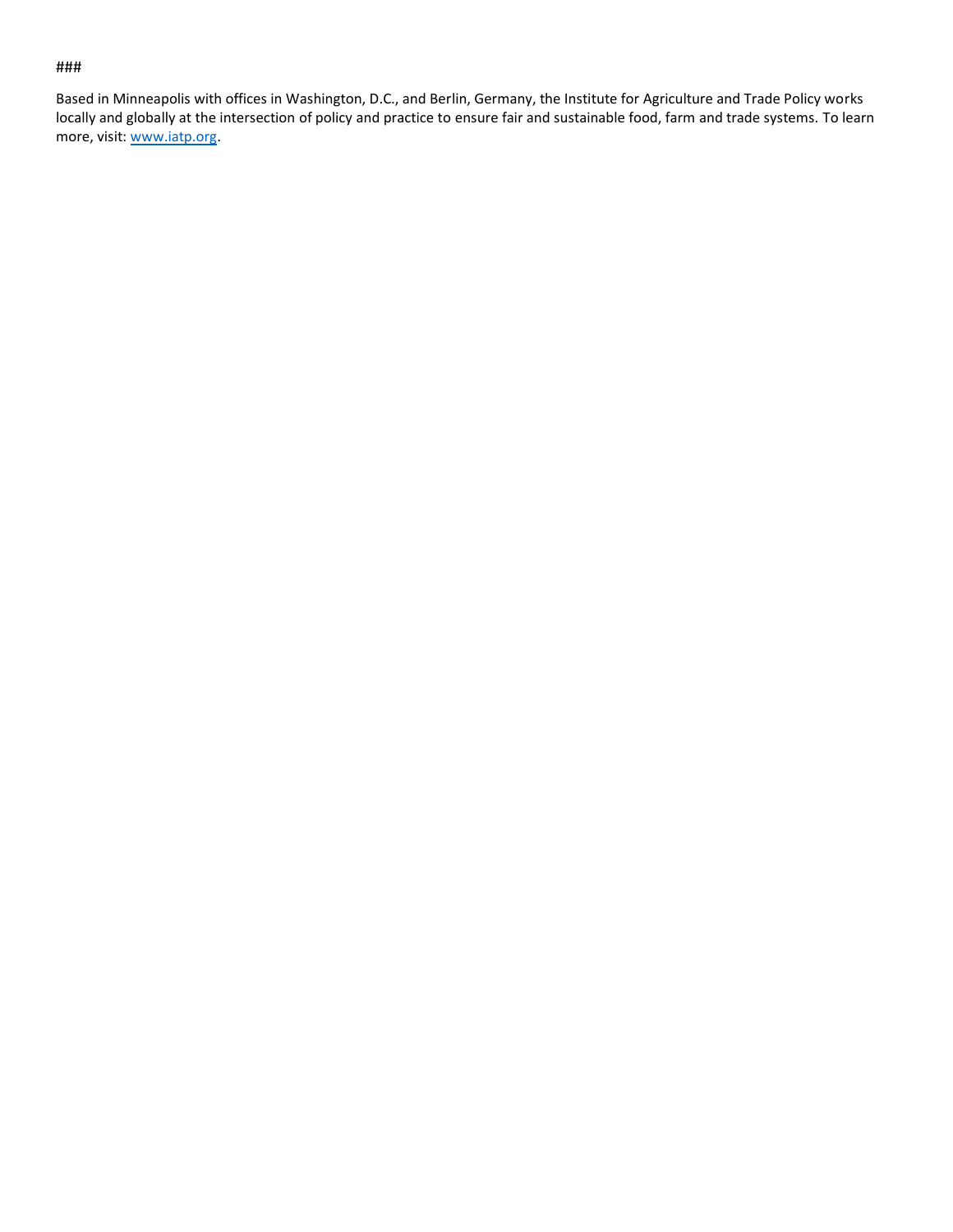###

Based in Minneapolis with offices in Washington, D.C., and Berlin, Germany, the Institute for Agriculture and Trade Policy works locally and globally at the intersection of policy and practice to ensure fair and sustainable food, farm and trade systems. To learn more, visit: [www.iatp.org](http://www.iatp.org).